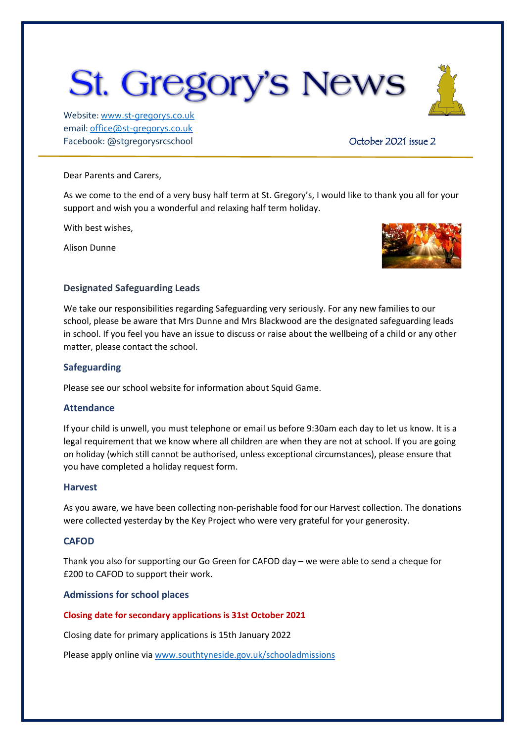# St. Gregory's News

Website: www.st-gregorys.co.uk
email: office@st-gregorys.co.uk
Facebook: @stgregorysrcschool

October 2021 issue 2

Dear Parents and Carers,

As we come to the end of a very busy half term at St. Gregory's, I would like to thank you all for your support and wish you a wonderful and relaxing half term holiday.

With best wishes,

Alison Dunne

## Designated Safeguarding Leads

We take our responsibilities regarding Safeguarding very seriously. For any new families to our school, please be aware that Mrs Dunne and Mrs Blackwood are the designated safeguarding leads in school. If you feel you have an issue to discuss or raise about the wellbeing of a child or any other matter, please contact the school.

## Safeguarding

Please see our school website for information about Squid Game.

## Attendance

If your child is unwell, you must telephone or email us before 9:30am each day to let us know. It is a legal requirement that we know where all children are when they are not at school. If you are going on holiday (which still cannot be authorised, unless exceptional circumstances), please ensure that you have completed a holiday request form.

## Harvest

As you aware, we have been collecting non-perishable food for our Harvest collection. The donations were collected yesterday by the Key Project who were very grateful for your generosity.

## CAFOD

Thank you also for supporting our Go Green for CAFOD day – we were able to send a cheque for £200 to CAFOD to support their work.

## Admissions for school places

**Closing date for secondary applications is 31st October 2021**

Closing date for primary applications is 15th January 2022

Please apply online via www.southtyneside.gov.uk/schooladmissions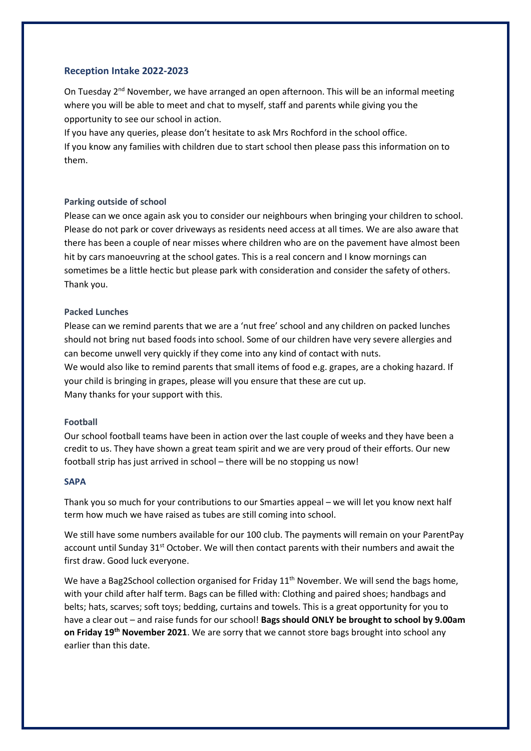## Reception Intake 2022-2023

On Tuesday 2nd November, we have arranged an open afternoon. This will be an informal meeting where you will be able to meet and chat to myself, staff and parents while giving you the opportunity to see our school in action.
If you have any queries, please don't hesitate to ask Mrs Rochford in the school office.
If you know any families with children due to start school then please pass this information on to them.

### Parking outside of school

Please can we once again ask you to consider our neighbours when bringing your children to school. Please do not park or cover driveways as residents need access at all times. We are also aware that there has been a couple of near misses where children who are on the pavement have almost been hit by cars manoeuvring at the school gates. This is a real concern and I know mornings can sometimes be a little hectic but please park with consideration and consider the safety of others. Thank you.

### Packed Lunches

Please can we remind parents that we are a 'nut free' school and any children on packed lunches should not bring nut based foods into school. Some of our children have very severe allergies and can become unwell very quickly if they come into any kind of contact with nuts.
We would also like to remind parents that small items of food e.g. grapes, are a choking hazard. If your child is bringing in grapes, please will you ensure that these are cut up.
Many thanks for your support with this.

### Football

Our school football teams have been in action over the last couple of weeks and they have been a credit to us. They have shown a great team spirit and we are very proud of their efforts. Our new football strip has just arrived in school – there will be no stopping us now!

### SAPA

Thank you so much for your contributions to our Smarties appeal – we will let you know next half term how much we have raised as tubes are still coming into school.

We still have some numbers available for our 100 club. The payments will remain on your ParentPay account until Sunday 31st October. We will then contact parents with their numbers and await the first draw. Good luck everyone.

We have a Bag2School collection organised for Friday 11th November. We will send the bags home, with your child after half term. Bags can be filled with: Clothing and paired shoes; handbags and belts; hats, scarves; soft toys; bedding, curtains and towels. This is a great opportunity for you to have a clear out – and raise funds for our school! **Bags should ONLY be brought to school by 9.00am on Friday 19th November 2021**. We are sorry that we cannot store bags brought into school any earlier than this date.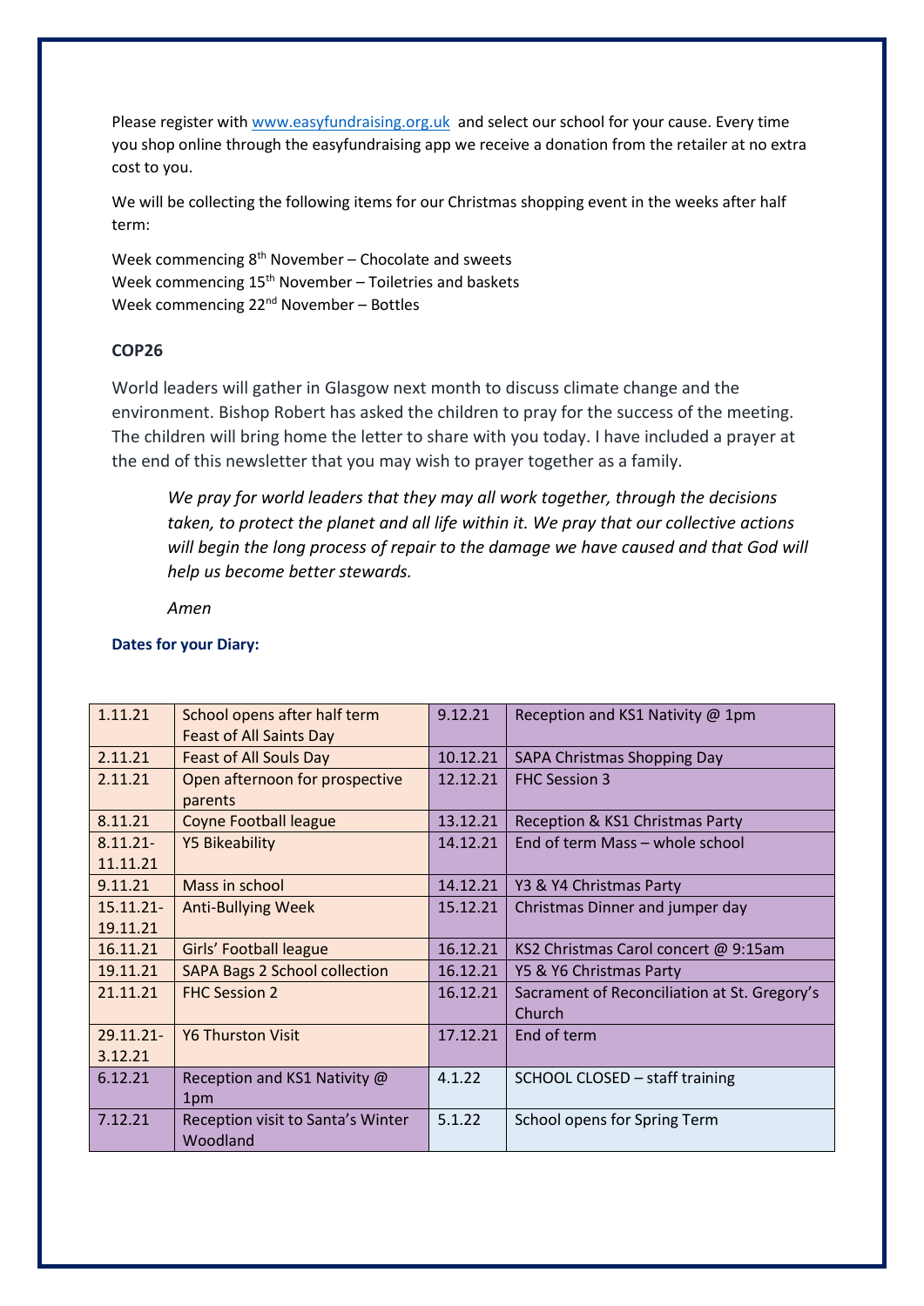Please register with www.easyfundraising.org.uk and select our school for your cause. Every time you shop online through the easyfundraising app we receive a donation from the retailer at no extra cost to you.

We will be collecting the following items for our Christmas shopping event in the weeks after half term:

Week commencing 8th November – Chocolate and sweets
Week commencing 15th November – Toiletries and baskets
Week commencing 22nd November – Bottles

### COP26

World leaders will gather in Glasgow next month to discuss climate change and the environment. Bishop Robert has asked the children to pray for the success of the meeting. The children will bring home the letter to share with you today. I have included a prayer at the end of this newsletter that you may wish to prayer together as a family.

> *We pray for world leaders that they may all work together, through the decisions taken, to protect the planet and all life within it. We pray that our collective actions will begin the long process of repair to the damage we have caused and that God will help us become better stewards.*
>
> *Amen*

**Dates for your Diary:**

| | | | |
|---|---|---|---|
| 1.11.21 | School opens after half term<br>Feast of All Saints Day | 9.12.21 | Reception and KS1 Nativity @ 1pm |
| 2.11.21 | Feast of All Souls Day | 10.12.21 | SAPA Christmas Shopping Day |
| 2.11.21 | Open afternoon for prospective parents | 12.12.21 | FHC Session 3 |
| 8.11.21 | Coyne Football league | 13.12.21 | Reception & KS1 Christmas Party |
| 8.11.21-11.11.21 | Y5 Bikeability | 14.12.21 | End of term Mass – whole school |
| 9.11.21 | Mass in school | 14.12.21 | Y3 & Y4 Christmas Party |
| 15.11.21-19.11.21 | Anti-Bullying Week | 15.12.21 | Christmas Dinner and jumper day |
| 16.11.21 | Girls' Football league | 16.12.21 | KS2 Christmas Carol concert @ 9:15am |
| 19.11.21 | SAPA Bags 2 School collection | 16.12.21 | Y5 & Y6 Christmas Party |
| 21.11.21 | FHC Session 2 | 16.12.21 | Sacrament of Reconciliation at St. Gregory's Church |
| 29.11.21-3.12.21 | Y6 Thurston Visit | 17.12.21 | End of term |
| 6.12.21 | Reception and KS1 Nativity @ 1pm | 4.1.22 | SCHOOL CLOSED – staff training |
| 7.12.21 | Reception visit to Santa's Winter Woodland | 5.1.22 | School opens for Spring Term |